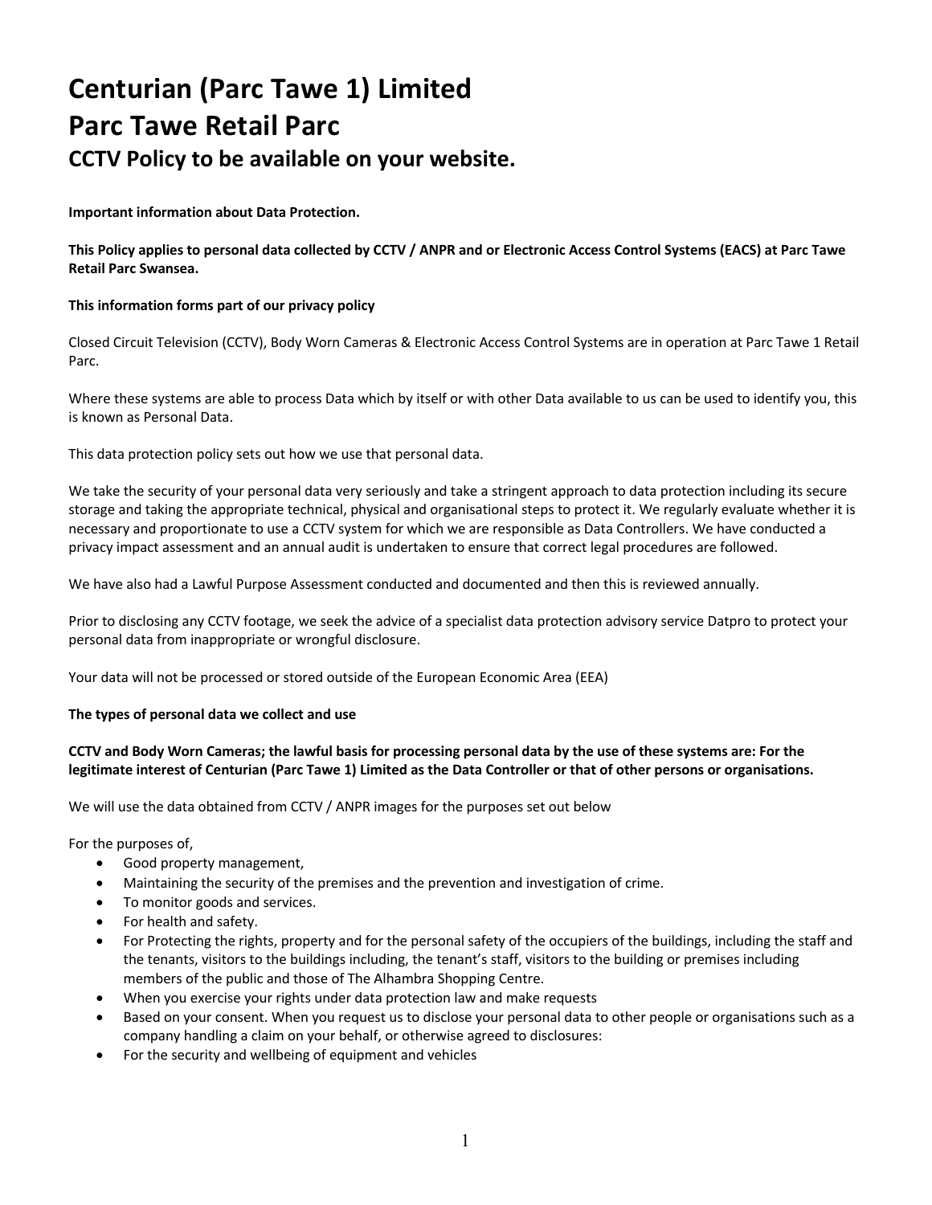# Centurian (Parc Tawe 1) Limited
# Parc Tawe Retail Parc
## CCTV Policy to be available on your website.

**Important information about Data Protection.**

**This Policy applies to personal data collected by CCTV / ANPR and or Electronic Access Control Systems (EACS) at Parc Tawe Retail Parc Swansea.**

**This information forms part of our privacy policy**

Closed Circuit Television (CCTV), Body Worn Cameras & Electronic Access Control Systems are in operation at Parc Tawe 1 Retail Parc.

Where these systems are able to process Data which by itself or with other Data available to us can be used to identify you, this is known as Personal Data.

This data protection policy sets out how we use that personal data.

We take the security of your personal data very seriously and take a stringent approach to data protection including its secure storage and taking the appropriate technical, physical and organisational steps to protect it. We regularly evaluate whether it is necessary and proportionate to use a CCTV system for which we are responsible as Data Controllers. We have conducted a privacy impact assessment and an annual audit is undertaken to ensure that correct legal procedures are followed.

We have also had a Lawful Purpose Assessment conducted and documented and then this is reviewed annually.

Prior to disclosing any CCTV footage, we seek the advice of a specialist data protection advisory service Datpro to protect your personal data from inappropriate or wrongful disclosure.

Your data will not be processed or stored outside of the European Economic Area (EEA)

**The types of personal data we collect and use**

**CCTV and Body Worn Cameras; the lawful basis for processing personal data by the use of these systems are: For the legitimate interest of Centurian (Parc Tawe 1) Limited as the Data Controller or that of other persons or organisations.**

We will use the data obtained from CCTV / ANPR images for the purposes set out below

For the purposes of,

- Good property management,
- Maintaining the security of the premises and the prevention and investigation of crime.
- To monitor goods and services.
- For health and safety.
- For Protecting the rights, property and for the personal safety of the occupiers of the buildings, including the staff and the tenants, visitors to the buildings including, the tenant's staff, visitors to the building or premises including members of the public and those of The Alhambra Shopping Centre.
- When you exercise your rights under data protection law and make requests
- Based on your consent. When you request us to disclose your personal data to other people or organisations such as a company handling a claim on your behalf, or otherwise agreed to disclosures:
- For the security and wellbeing of equipment and vehicles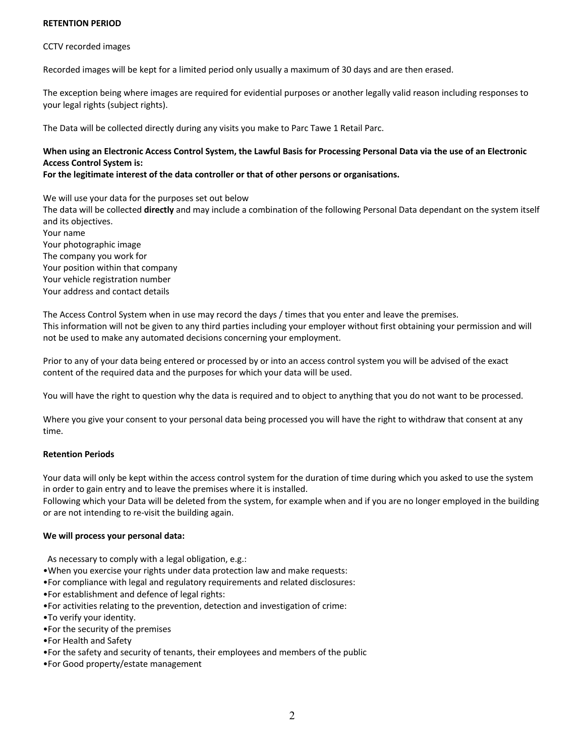**RETENTION PERIOD**

CCTV recorded images

Recorded images will be kept for a limited period only usually a maximum of 30 days and are then erased.

The exception being where images are required for evidential purposes or another legally valid reason including responses to your legal rights (subject rights).

The Data will be collected directly during any visits you make to Parc Tawe 1 Retail Parc.

**When using an Electronic Access Control System, the Lawful Basis for Processing Personal Data via the use of an Electronic Access Control System is:**
**For the legitimate interest of the data controller or that of other persons or organisations.**

We will use your data for the purposes set out below
The data will be collected **directly** and may include a combination of the following Personal Data dependant on the system itself and its objectives.
Your name
Your photographic image
The company you work for
Your position within that company
Your vehicle registration number
Your address and contact details

The Access Control System when in use may record the days / times that you enter and leave the premises.
This information will not be given to any third parties including your employer without first obtaining your permission and will not be used to make any automated decisions concerning your employment.

Prior to any of your data being entered or processed by or into an access control system you will be advised of the exact content of the required data and the purposes for which your data will be used.

You will have the right to question why the data is required and to object to anything that you do not want to be processed.

Where you give your consent to your personal data being processed you will have the right to withdraw that consent at any time.

**Retention Periods**

Your data will only be kept within the access control system for the duration of time during which you asked to use the system in order to gain entry and to leave the premises where it is installed.
Following which your Data will be deleted from the system, for example when and if you are no longer employed in the building or are not intending to re-visit the building again.

**We will process your personal data:**

As necessary to comply with a legal obligation, e.g.:

- When you exercise your rights under data protection law and make requests:
- For compliance with legal and regulatory requirements and related disclosures:
- For establishment and defence of legal rights:
- For activities relating to the prevention, detection and investigation of crime:
- To verify your identity.
- For the security of the premises
- For Health and Safety
- For the safety and security of tenants, their employees and members of the public
- For Good property/estate management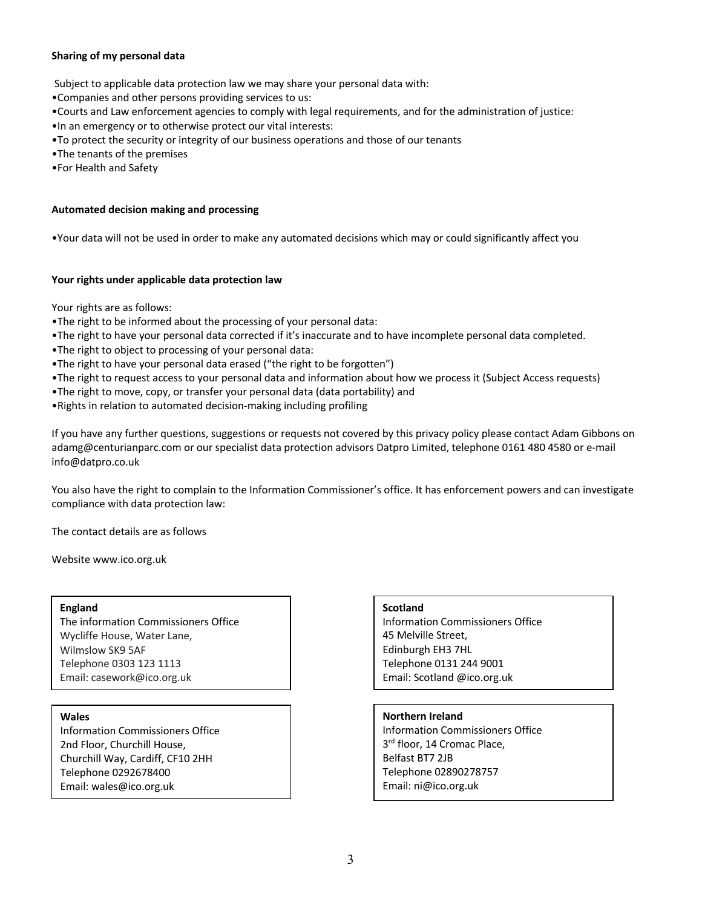**Sharing of my personal data**

Subject to applicable data protection law we may share your personal data with:

- Companies and other persons providing services to us:
- Courts and Law enforcement agencies to comply with legal requirements, and for the administration of justice:
- In an emergency or to otherwise protect our vital interests:
- To protect the security or integrity of our business operations and those of our tenants
- The tenants of the premises
- For Health and Safety

**Automated decision making and processing**

- Your data will not be used in order to make any automated decisions which may or could significantly affect you

**Your rights under applicable data protection law**

Your rights are as follows:

- The right to be informed about the processing of your personal data:
- The right to have your personal data corrected if it's inaccurate and to have incomplete personal data completed.
- The right to object to processing of your personal data:
- The right to have your personal data erased ("the right to be forgotten")
- The right to request access to your personal data and information about how we process it (Subject Access requests)
- The right to move, copy, or transfer your personal data (data portability) and
- Rights in relation to automated decision-making including profiling

If you have any further questions, suggestions or requests not covered by this privacy policy please contact Adam Gibbons on adamg@centurianparc.com or our specialist data protection advisors Datpro Limited, telephone 0161 480 4580 or e-mail info@datpro.co.uk

You also have the right to complain to the Information Commissioner's office. It has enforcement powers and can investigate compliance with data protection law:

The contact details are as follows

Website www.ico.org.uk

**England**
The information Commissioners Office
Wycliffe House, Water Lane,
Wilmslow SK9 5AF
Telephone 0303 123 1113
Email: casework@ico.org.uk

**Scotland**
Information Commissioners Office
45 Melville Street,
Edinburgh EH3 7HL
Telephone 0131 244 9001
Email: Scotland @ico.org.uk

**Wales**
Information Commissioners Office
2nd Floor, Churchill House,
Churchill Way, Cardiff, CF10 2HH
Telephone 0292678400
Email: wales@ico.org.uk

**Northern Ireland**
Information Commissioners Office
3rd floor, 14 Cromac Place,
Belfast BT7 2JB
Telephone 02890278757
Email: ni@ico.org.uk